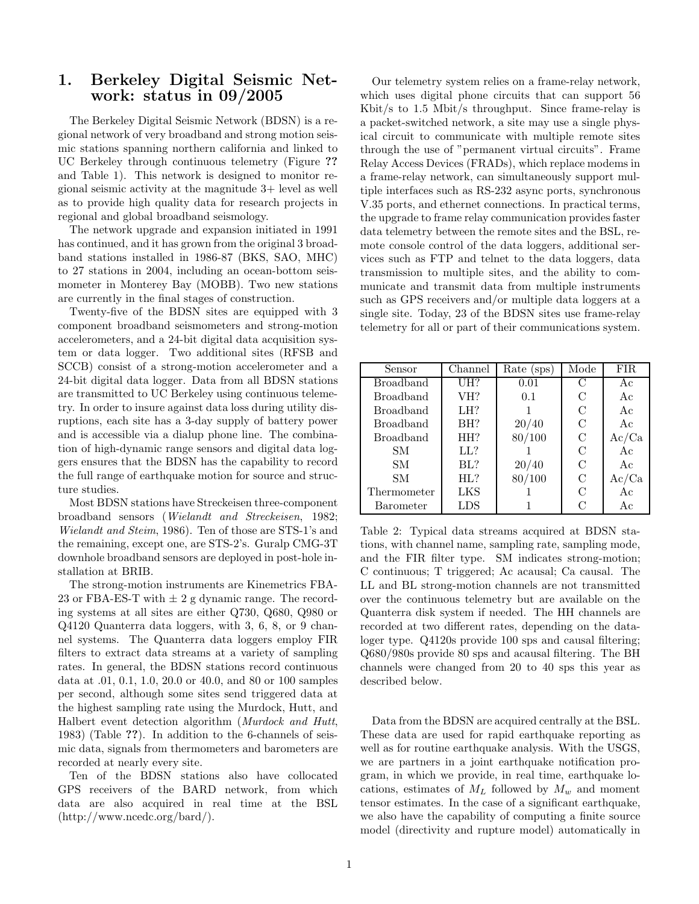# 1. Berkeley Digital Seismic Network: status in 09/2005

The Berkeley Digital Seismic Network (BDSN) is a regional network of very broadband and strong motion seismic stations spanning northern california and linked to UC Berkeley through continuous telemetry (Figure ?? and Table 1). This network is designed to monitor regional seismic activity at the magnitude 3+ level as well as to provide high quality data for research projects in regional and global broadband seismology.

The network upgrade and expansion initiated in 1991 has continued, and it has grown from the original 3 broadband stations installed in 1986-87 (BKS, SAO, MHC) to 27 stations in 2004, including an ocean-bottom seismometer in Monterey Bay (MOBB). Two new stations are currently in the final stages of construction.

Twenty-five of the BDSN sites are equipped with 3 component broadband seismometers and strong-motion accelerometers, and a 24-bit digital data acquisition system or data logger. Two additional sites (RFSB and SCCB) consist of a strong-motion accelerometer and a 24-bit digital data logger. Data from all BDSN stations are transmitted to UC Berkeley using continuous telemetry. In order to insure against data loss during utility disruptions, each site has a 3-day supply of battery power and is accessible via a dialup phone line. The combination of high-dynamic range sensors and digital data loggers ensures that the BDSN has the capability to record the full range of earthquake motion for source and structure studies.

Most BDSN stations have Streckeisen three-component broadband sensors (*Wielandt and Streckeisen*, 1982; *Wielandt and Steim*, 1986). Ten of those are STS-1's and the remaining, except one, are STS-2's. Guralp CMG-3T downhole broadband sensors are deployed in post-hole installation at BRIB.

The strong-motion instruments are Kinematrics FBA-23 or FBA-ES-T with ± 2 g dynamic range. The recording systems at all sites are either Q730, Q680, Q980 or Q4120 Quanterra data loggers, with 3, 6, 8, or 9 channel systems. The Quanterra data loggers employ FIR filters to extract data streams at a variety of sampling rates. In general, the BDSN stations record continuous data at .01, 0.1, 1.0, 20.0 or 40.0, and 80 or 100 samples per second, although some sites send triggered data at the highest sampling rate using the Murdock, Hutt, and Halbert event detection algorithm (*Murdock and Hutt*, 1983) (Table ??). In addition to the 6-channels of seismic data, signals from thermometers and barometers are recorded at nearly every site.

Ten of the BDSN stations also have collocated GPS receivers of the BARD network, from which data are also acquired in real time at the BSL (http://www.ncedc.org/bard/).

Our telemetry system relies on a frame-relay network, which uses digital phone circuits that can support 56 Kbit/s to 1.5 Mbit/s throughput. Since frame-relay is a packet-switched network, a site may use a single physical circuit to communicate with multiple remote sites through the use of "permanent virtual circuits". Frame Relay Access Devices (FRADs), which replace modems in a frame-relay network, can simultaneously support multiple interfaces such as RS-232 async ports, synchronous V.35 ports, and ethernet connections. In practical terms, the upgrade to frame relay communication provides faster data telemetry between the remote sites and the BSL, remote console control of the data loggers, additional services such as FTP and telnet to the data loggers, data transmission to multiple sites, and the ability to communicate and transmit data from multiple instruments such as GPS receivers and/or multiple data loggers at a single site. Today, 23 of the BDSN sites use frame-relay telemetry for all or part of their communications system.

| Sensor | Channel | Rate (sps) | Mode | FIR |
|---|---|---|---|---|
| Broadband | UH? | 0.01 | C | Ac |
| Broadband | VH? | 0.1 | C | Ac |
| Broadband | LH? | 1 | C | Ac |
| Broadband | BH? | 20/40 | C | Ac |
| Broadband | HH? | 80/100 | C | Ac/Ca |
| SM | LL? | 1 | C | Ac |
| SM | BL? | 20/40 | C | Ac |
| SM | HL? | 80/100 | C | Ac/Ca |
| Thermometer | LKS | 1 | C | Ac |
| Barometer | LDS | 1 | C | Ac |

Table 2: Typical data streams acquired at BDSN stations, with channel name, sampling rate, sampling mode, and the FIR filter type. SM indicates strong-motion; C continuous; T triggered; Ac acausal; Ca causal. The LL and BL strong-motion channels are not transmitted over the continuous telemetry but are available on the Quanterra disk system if needed. The HH channels are recorded at two different rates, depending on the dataloger type. Q4120s provide 100 sps and causal filtering; Q680/980s provide 80 sps and acausal filtering. The BH channels were changed from 20 to 40 sps this year as described below.

Data from the BDSN are acquired centrally at the BSL. These data are used for rapid earthquake reporting as well as for routine earthquake analysis. With the USGS, we are partners in a joint earthquake notification program, in which we provide, in real time, earthquake locations, estimates of $M_L$ followed by $M_w$ and moment tensor estimates. In the case of a significant earthquake, we also have the capability of computing a finite source model (directivity and rupture model) automatically in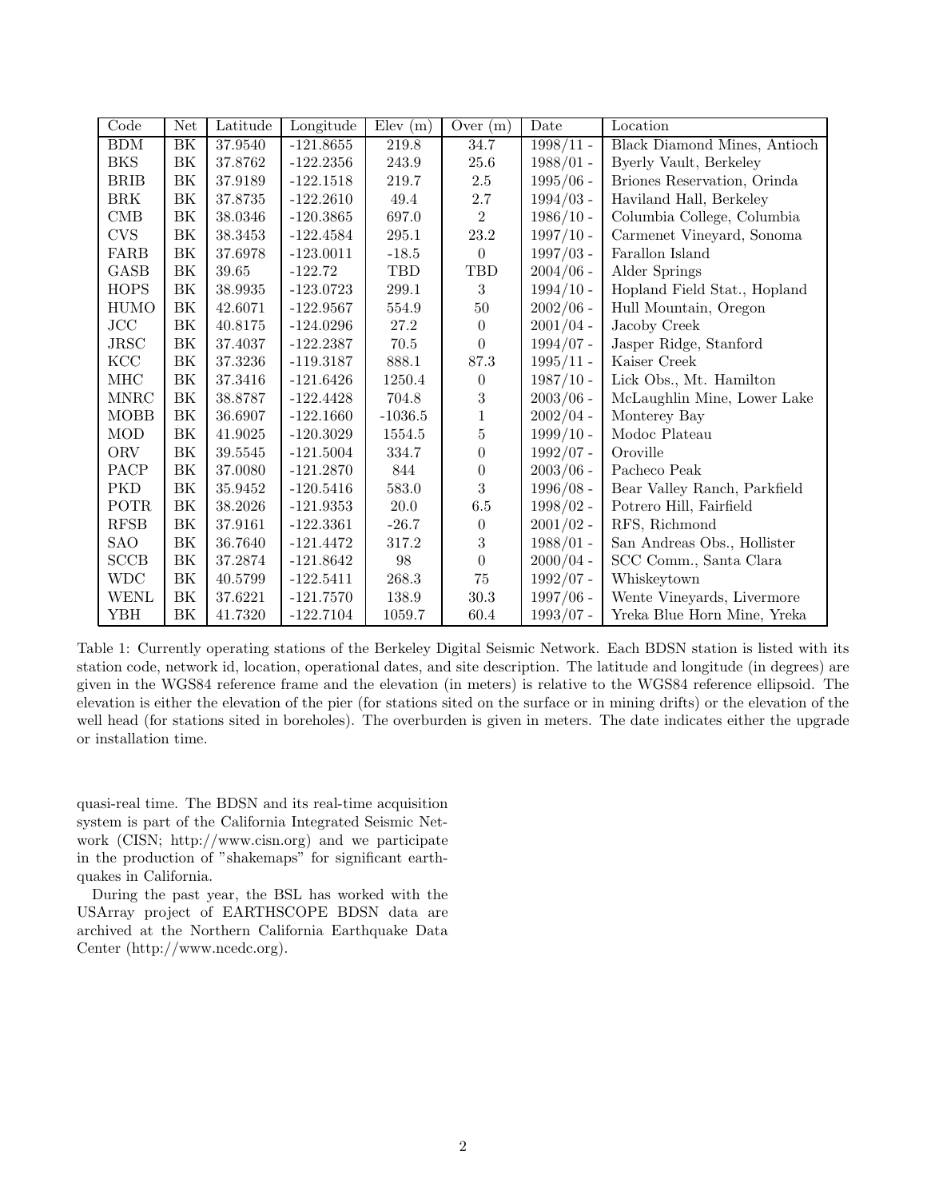| Code | Net | Latitude | Longitude | Elev (m) | Over (m) | Date | Location |
|---|---|---|---|---|---|---|---|
| BDM | BK | 37.9540 | -121.8655 | 219.8 | 34.7 | 1998/11 - | Black Diamond Mines, Antioch |
| BKS | BK | 37.8762 | -122.2356 | 243.9 | 25.6 | 1988/01 - | Byerly Vault, Berkeley |
| BRIB | BK | 37.9189 | -122.1518 | 219.7 | 2.5 | 1995/06 - | Briones Reservation, Orinda |
| BRK | BK | 37.8735 | -122.2610 | 49.4 | 2.7 | 1994/03 - | Haviland Hall, Berkeley |
| CMB | BK | 38.0346 | -120.3865 | 697.0 | 2 | 1986/10 - | Columbia College, Columbia |
| CVS | BK | 38.3453 | -122.4584 | 295.1 | 23.2 | 1997/10 - | Carmenet Vineyard, Sonoma |
| FARB | BK | 37.6978 | -123.0011 | -18.5 | 0 | 1997/03 - | Farallon Island |
| GASB | BK | 39.65 | -122.72 | TBD | TBD | 2004/06 - | Alder Springs |
| HOPS | BK | 38.9935 | -123.0723 | 299.1 | 3 | 1994/10 - | Hopland Field Stat., Hopland |
| HUMO | BK | 42.6071 | -122.9567 | 554.9 | 50 | 2002/06 - | Hull Mountain, Oregon |
| JCC | BK | 40.8175 | -124.0296 | 27.2 | 0 | 2001/04 - | Jacoby Creek |
| JRSC | BK | 37.4037 | -122.2387 | 70.5 | 0 | 1994/07 - | Jasper Ridge, Stanford |
| KCC | BK | 37.3236 | -119.3187 | 888.1 | 87.3 | 1995/11 - | Kaiser Creek |
| MHC | BK | 37.3416 | -121.6426 | 1250.4 | 0 | 1987/10 - | Lick Obs., Mt. Hamilton |
| MNRC | BK | 38.8787 | -122.4428 | 704.8 | 3 | 2003/06 - | McLaughlin Mine, Lower Lake |
| MOBB | BK | 36.6907 | -122.1660 | -1036.5 | 1 | 2002/04 - | Monterey Bay |
| MOD | BK | 41.9025 | -120.3029 | 1554.5 | 5 | 1999/10 - | Modoc Plateau |
| ORV | BK | 39.5545 | -121.5004 | 334.7 | 0 | 1992/07 - | Oroville |
| PACP | BK | 37.0080 | -121.2870 | 844 | 0 | 2003/06 - | Pacheco Peak |
| PKD | BK | 35.9452 | -120.5416 | 583.0 | 3 | 1996/08 - | Bear Valley Ranch, Parkfield |
| POTR | BK | 38.2026 | -121.9353 | 20.0 | 6.5 | 1998/02 - | Potrero Hill, Fairfield |
| RFSB | BK | 37.9161 | -122.3361 | -26.7 | 0 | 2001/02 - | RFS, Richmond |
| SAO | BK | 36.7640 | -121.4472 | 317.2 | 3 | 1988/01 - | San Andreas Obs., Hollister |
| SCCB | BK | 37.2874 | -121.8642 | 98 | 0 | 2000/04 - | SCC Comm., Santa Clara |
| WDC | BK | 40.5799 | -122.5411 | 268.3 | 75 | 1992/07 - | Whiskeytown |
| WENL | BK | 37.6221 | -121.7570 | 138.9 | 30.3 | 1997/06 - | Wente Vineyards, Livermore |
| YBH | BK | 41.7320 | -122.7104 | 1059.7 | 60.4 | 1993/07 - | Yreka Blue Horn Mine, Yreka |

Table 1: Currently operating stations of the Berkeley Digital Seismic Network. Each BDSN station is listed with its station code, network id, location, operational dates, and site description. The latitude and longitude (in degrees) are given in the WGS84 reference frame and the elevation (in meters) is relative to the WGS84 reference ellipsoid. The elevation is either the elevation of the pier (for stations sited on the surface or in mining drifts) or the elevation of the well head (for stations sited in boreholes). The overburden is given in meters. The date indicates either the upgrade or installation time.

quasi-real time. The BDSN and its real-time acquisition system is part of the California Integrated Seismic Network (CISN; http://www.cisn.org) and we participate in the production of "shakemaps" for significant earthquakes in California.

During the past year, the BSL has worked with the USArray project of EARTHSCOPE BDSN data are archived at the Northern California Earthquake Data Center (http://www.ncedc.org).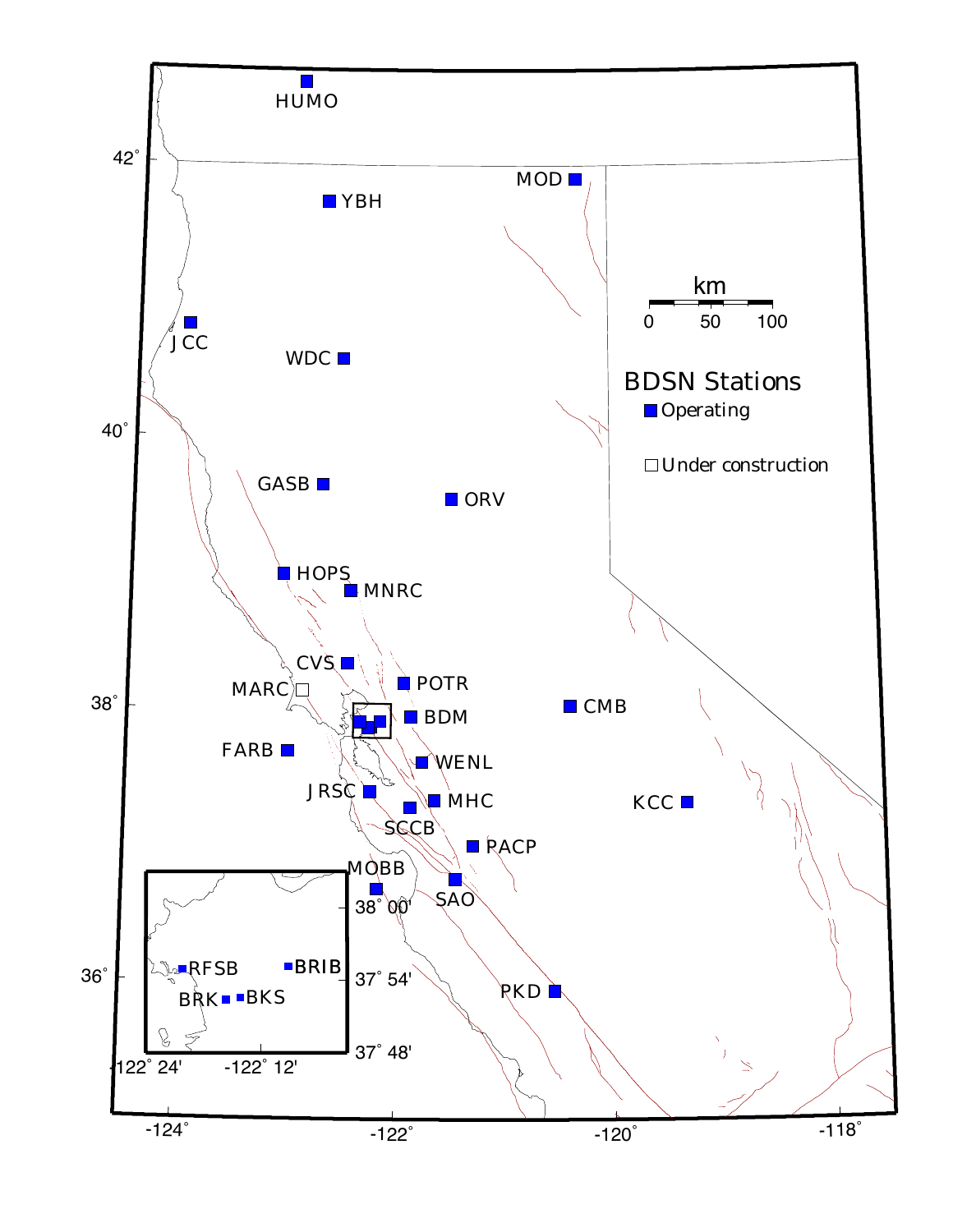HUMO

42°

MOD

YBH

km

0 50 100

JCC

WDC

BDSN Stations

Operating

Under construction

40°

GASB

ORV

HOPS

MNRC

CVS

POTR

MARC

38°

BDM

CMB

FARB

WENL

JRSC

MHC

KCC

SCCB

PACP

MOBB

SAO

38° 00'

RFSB

BRIB

37° 54'

36°

BRK

BKS

PKD

37° 48'

-122° 24'

-122° 12'

-124°

-122°

-120°

-118°